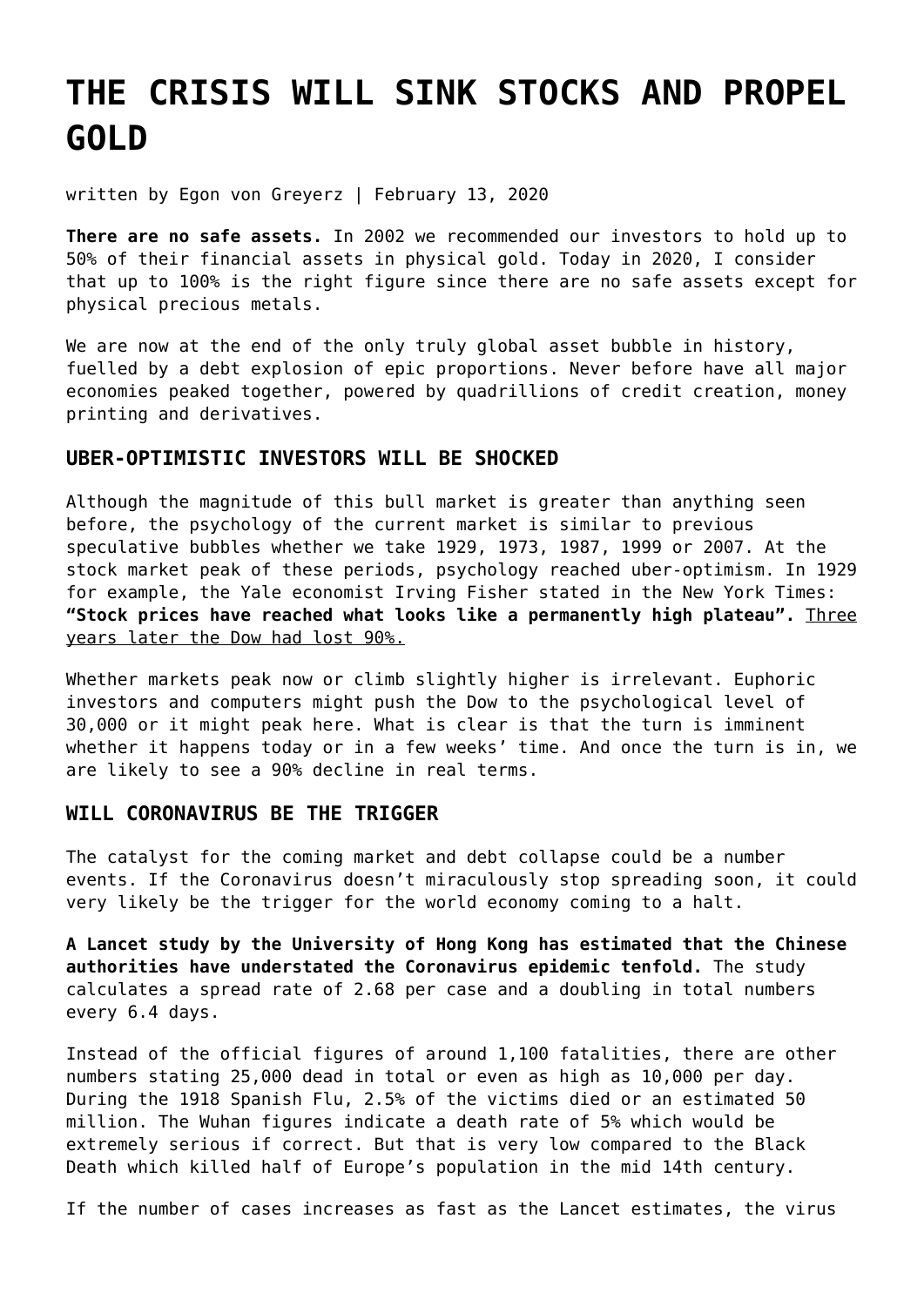# THE CRISIS WILL SINK STOCKS AND PROPEL GOLD

written by Egon von Greyerz | February 13, 2020

**There are no safe assets.** In 2002 we recommended our investors to hold up to 50% of their financial assets in physical gold. Today in 2020, I consider that up to 100% is the right figure since there are no safe assets except for physical precious metals.

We are now at the end of the only truly global asset bubble in history, fuelled by a debt explosion of epic proportions. Never before have all major economies peaked together, powered by quadrillions of credit creation, money printing and derivatives.

### UBER-OPTIMISTIC INVESTORS WILL BE SHOCKED

Although the magnitude of this bull market is greater than anything seen before, the psychology of the current market is similar to previous speculative bubbles whether we take 1929, 1973, 1987, 1999 or 2007. At the stock market peak of these periods, psychology reached uber-optimism. In 1929 for example, the Yale economist Irving Fisher stated in the New York Times: **"Stock prices have reached what looks like a permanently high plateau".** Three years later the Dow had lost 90%.

Whether markets peak now or climb slightly higher is irrelevant. Euphoric investors and computers might push the Dow to the psychological level of 30,000 or it might peak here. What is clear is that the turn is imminent whether it happens today or in a few weeks' time. And once the turn is in, we are likely to see a 90% decline in real terms.

### WILL CORONAVIRUS BE THE TRIGGER

The catalyst for the coming market and debt collapse could be a number events. If the Coronavirus doesn't miraculously stop spreading soon, it could very likely be the trigger for the world economy coming to a halt.

**A Lancet study by the University of Hong Kong has estimated that the Chinese authorities have understated the Coronavirus epidemic tenfold.** The study calculates a spread rate of 2.68 per case and a doubling in total numbers every 6.4 days.

Instead of the official figures of around 1,100 fatalities, there are other numbers stating 25,000 dead in total or even as high as 10,000 per day. During the 1918 Spanish Flu, 2.5% of the victims died or an estimated 50 million. The Wuhan figures indicate a death rate of 5% which would be extremely serious if correct. But that is very low compared to the Black Death which killed half of Europe's population in the mid 14th century.

If the number of cases increases as fast as the Lancet estimates, the virus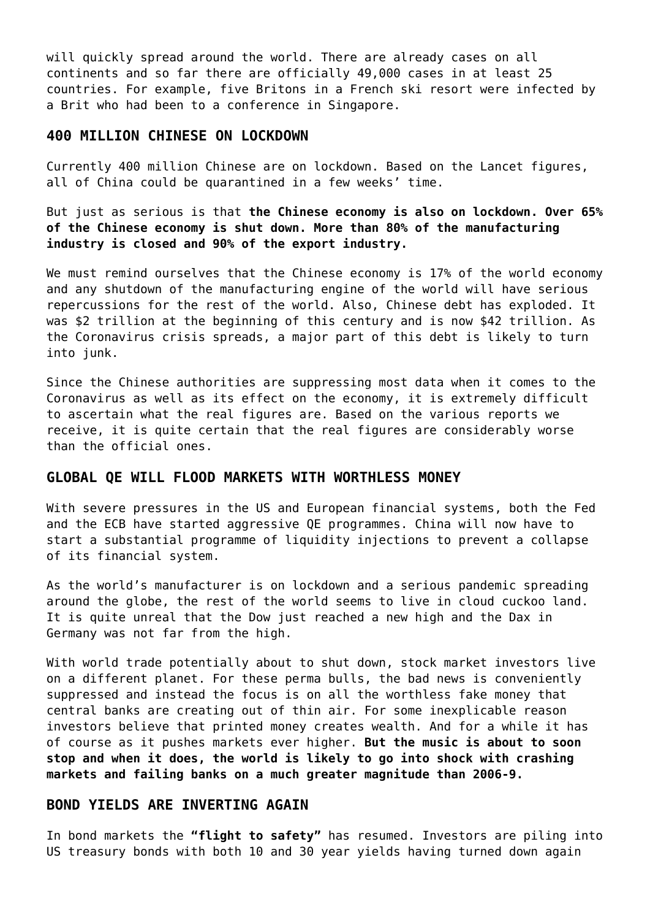will quickly spread around the world. There are already cases on all continents and so far there are officially 49,000 cases in at least 25 countries. For example, five Britons in a French ski resort were infected by a Brit who had been to a conference in Singapore.

## 400 MILLION CHINESE ON LOCKDOWN

Currently 400 million Chinese are on lockdown. Based on the Lancet figures, all of China could be quarantined in a few weeks' time.

But just as serious is that **the Chinese economy is also on lockdown. Over 65% of the Chinese economy is shut down. More than 80% of the manufacturing industry is closed and 90% of the export industry.**

We must remind ourselves that the Chinese economy is 17% of the world economy and any shutdown of the manufacturing engine of the world will have serious repercussions for the rest of the world. Also, Chinese debt has exploded. It was $2 trillion at the beginning of this century and is now $42 trillion. As the Coronavirus crisis spreads, a major part of this debt is likely to turn into junk.

Since the Chinese authorities are suppressing most data when it comes to the Coronavirus as well as its effect on the economy, it is extremely difficult to ascertain what the real figures are. Based on the various reports we receive, it is quite certain that the real figures are considerably worse than the official ones.

## GLOBAL QE WILL FLOOD MARKETS WITH WORTHLESS MONEY

With severe pressures in the US and European financial systems, both the Fed and the ECB have started aggressive QE programmes. China will now have to start a substantial programme of liquidity injections to prevent a collapse of its financial system.

As the world's manufacturer is on lockdown and a serious pandemic spreading around the globe, the rest of the world seems to live in cloud cuckoo land. It is quite unreal that the Dow just reached a new high and the Dax in Germany was not far from the high.

With world trade potentially about to shut down, stock market investors live on a different planet. For these perma bulls, the bad news is conveniently suppressed and instead the focus is on all the worthless fake money that central banks are creating out of thin air. For some inexplicable reason investors believe that printed money creates wealth. And for a while it has of course as it pushes markets ever higher. **But the music is about to soon stop and when it does, the world is likely to go into shock with crashing markets and failing banks on a much greater magnitude than 2006-9.**

## BOND YIELDS ARE INVERTING AGAIN

In bond markets the **"flight to safety"** has resumed. Investors are piling into US treasury bonds with both 10 and 30 year yields having turned down again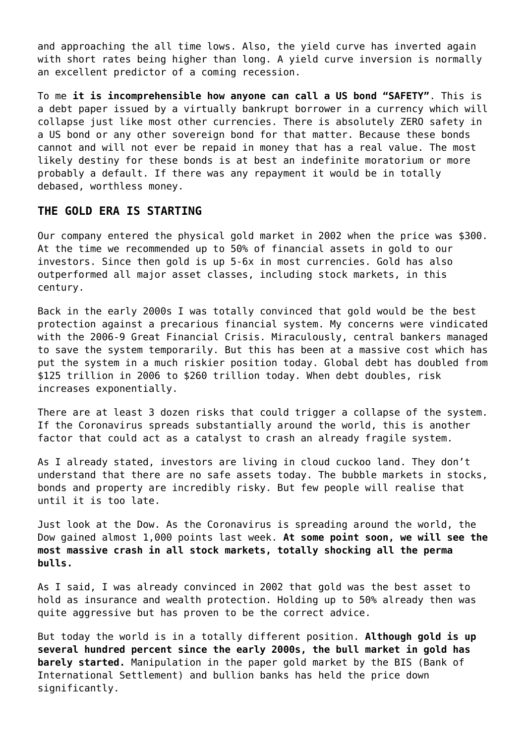and approaching the all time lows. Also, the yield curve has inverted again with short rates being higher than long. A yield curve inversion is normally an excellent predictor of a coming recession.

To me **it is incomprehensible how anyone can call a US bond "SAFETY"**. This is a debt paper issued by a virtually bankrupt borrower in a currency which will collapse just like most other currencies. There is absolutely ZERO safety in a US bond or any other sovereign bond for that matter. Because these bonds cannot and will not ever be repaid in money that has a real value. The most likely destiny for these bonds is at best an indefinite moratorium or more probably a default. If there was any repayment it would be in totally debased, worthless money.

## THE GOLD ERA IS STARTING

Our company entered the physical gold market in 2002 when the price was $300. At the time we recommended up to 50% of financial assets in gold to our investors. Since then gold is up 5-6x in most currencies. Gold has also outperformed all major asset classes, including stock markets, in this century.

Back in the early 2000s I was totally convinced that gold would be the best protection against a precarious financial system. My concerns were vindicated with the 2006-9 Great Financial Crisis. Miraculously, central bankers managed to save the system temporarily. But this has been at a massive cost which has put the system in a much riskier position today. Global debt has doubled from $125 trillion in 2006 to $260 trillion today. When debt doubles, risk increases exponentially.

There are at least 3 dozen risks that could trigger a collapse of the system. If the Coronavirus spreads substantially around the world, this is another factor that could act as a catalyst to crash an already fragile system.

As I already stated, investors are living in cloud cuckoo land. They don't understand that there are no safe assets today. The bubble markets in stocks, bonds and property are incredibly risky. But few people will realise that until it is too late.

Just look at the Dow. As the Coronavirus is spreading around the world, the Dow gained almost 1,000 points last week. **At some point soon, we will see the most massive crash in all stock markets, totally shocking all the perma bulls.**

As I said, I was already convinced in 2002 that gold was the best asset to hold as insurance and wealth protection. Holding up to 50% already then was quite aggressive but has proven to be the correct advice.

But today the world is in a totally different position. **Although gold is up several hundred percent since the early 2000s, the bull market in gold has barely started.** Manipulation in the paper gold market by the BIS (Bank of International Settlement) and bullion banks has held the price down significantly.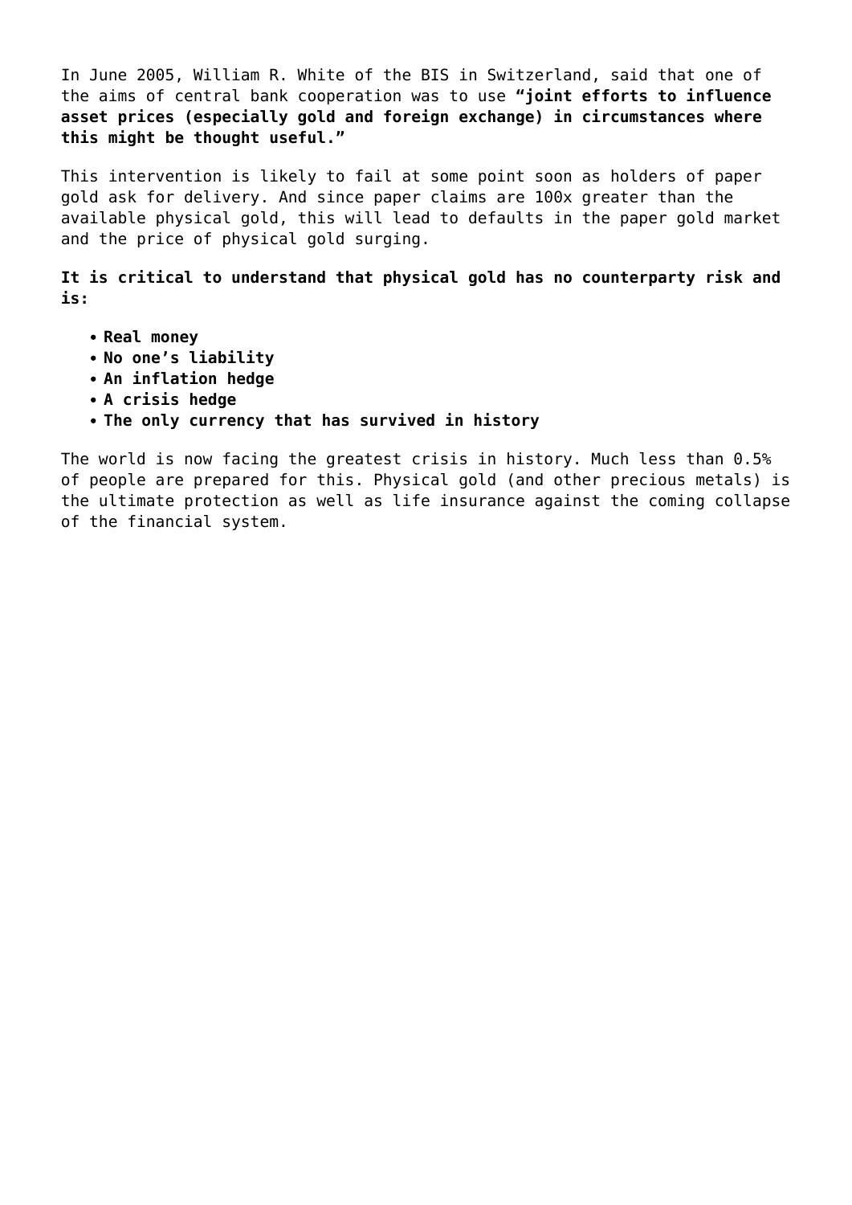In June 2005, William R. White of the BIS in Switzerland, said that one of the aims of central bank cooperation was to use **"joint efforts to influence asset prices (especially gold and foreign exchange) in circumstances where this might be thought useful."**

This intervention is likely to fail at some point soon as holders of paper gold ask for delivery. And since paper claims are 100x greater than the available physical gold, this will lead to defaults in the paper gold market and the price of physical gold surging.

**It is critical to understand that physical gold has no counterparty risk and is:**

- **Real money**
- **No one's liability**
- **An inflation hedge**
- **A crisis hedge**
- **The only currency that has survived in history**

The world is now facing the greatest crisis in history. Much less than 0.5% of people are prepared for this. Physical gold (and other precious metals) is the ultimate protection as well as life insurance against the coming collapse of the financial system.